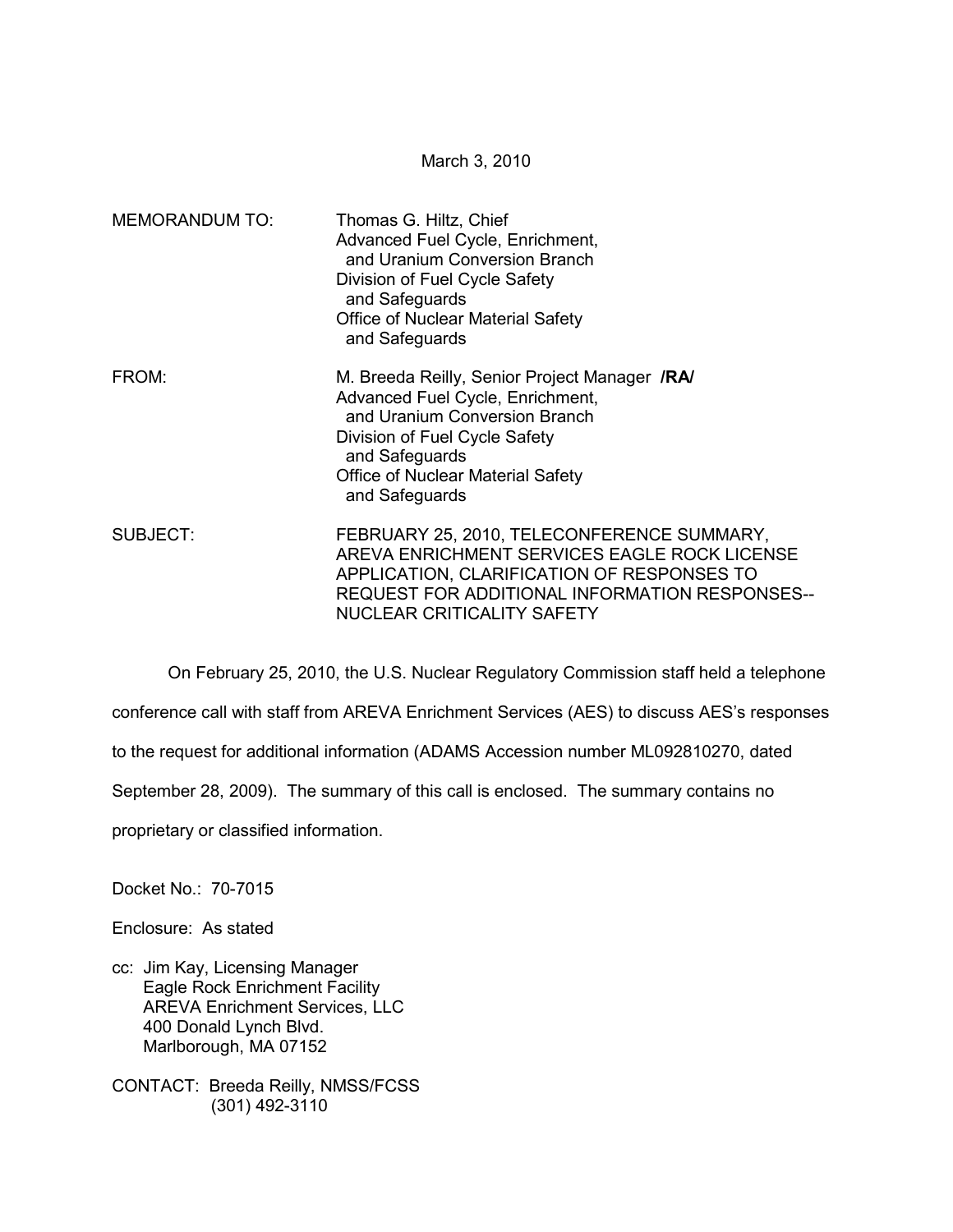March 3, 2010

MEMORANDUM TO: Thomas G. Hiltz, Chief
Advanced Fuel Cycle, Enrichment, and Uranium Conversion Branch
Division of Fuel Cycle Safety and Safeguards
Office of Nuclear Material Safety and Safeguards

FROM: M. Breeda Reilly, Senior Project Manager **/RA/**
Advanced Fuel Cycle, Enrichment, and Uranium Conversion Branch
Division of Fuel Cycle Safety and Safeguards
Office of Nuclear Material Safety and Safeguards

SUBJECT: FEBRUARY 25, 2010, TELECONFERENCE SUMMARY, AREVA ENRICHMENT SERVICES EAGLE ROCK LICENSE APPLICATION, CLARIFICATION OF RESPONSES TO REQUEST FOR ADDITIONAL INFORMATION RESPONSES--NUCLEAR CRITICALITY SAFETY

On February 25, 2010, the U.S. Nuclear Regulatory Commission staff held a telephone conference call with staff from AREVA Enrichment Services (AES) to discuss AES's responses to the request for additional information (ADAMS Accession number ML092810270, dated September 28, 2009). The summary of this call is enclosed. The summary contains no proprietary or classified information.

Docket No.: 70-7015

Enclosure: As stated

cc: Jim Kay, Licensing Manager
Eagle Rock Enrichment Facility
AREVA Enrichment Services, LLC
400 Donald Lynch Blvd.
Marlborough, MA 07152

CONTACT: Breeda Reilly, NMSS/FCSS
(301) 492-3110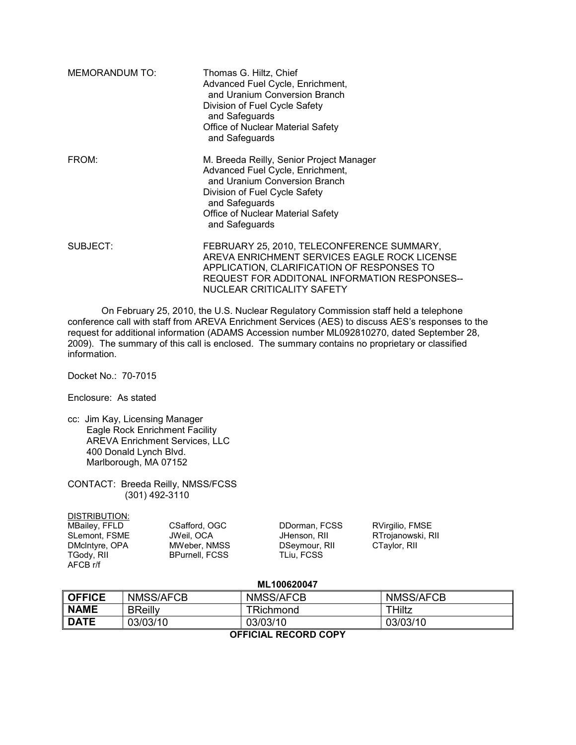MEMORANDUM TO: Thomas G. Hiltz, Chief
Advanced Fuel Cycle, Enrichment,
and Uranium Conversion Branch
Division of Fuel Cycle Safety
and Safeguards
Office of Nuclear Material Safety
and Safeguards

FROM: M. Breeda Reilly, Senior Project Manager
Advanced Fuel Cycle, Enrichment,
and Uranium Conversion Branch
Division of Fuel Cycle Safety
and Safeguards
Office of Nuclear Material Safety
and Safeguards

SUBJECT: FEBRUARY 25, 2010, TELECONFERENCE SUMMARY, AREVA ENRICHMENT SERVICES EAGLE ROCK LICENSE APPLICATION, CLARIFICATION OF RESPONSES TO REQUEST FOR ADDITONAL INFORMATION RESPONSES--NUCLEAR CRITICALITY SAFETY

On February 25, 2010, the U.S. Nuclear Regulatory Commission staff held a telephone conference call with staff from AREVA Enrichment Services (AES) to discuss AES's responses to the request for additional information (ADAMS Accession number ML092810270, dated September 28, 2009). The summary of this call is enclosed. The summary contains no proprietary or classified information.

Docket No.: 70-7015

Enclosure: As stated

cc: Jim Kay, Licensing Manager
Eagle Rock Enrichment Facility
AREVA Enrichment Services, LLC
400 Donald Lynch Blvd.
Marlborough, MA 07152

CONTACT: Breeda Reilly, NMSS/FCSS
(301) 492-3110

DISTRIBUTION:

MBailey, FFLD
SLemont, FSME
DMcIntyre, OPA
TGody, RII
AFCB r/f
CSafford, OGC
JWeil, OCA
MWeber, NMSS
BPurnell, FCSS
DDorman, FCSS
JHenson, RII
DSeymour, RII
TLiu, FCSS
RVirgilio, FMSE
RTrojanowski, RII
CTaylor, RII

**ML100620047**

| **OFFICE** | NMSS/AFCB | NMSS/AFCB | NMSS/AFCB |
|---|---|---|---|
| **NAME** | BReilly | TRichmond | THiltz |
| **DATE** | 03/03/10 | 03/03/10 | 03/03/10 |

**OFFICIAL RECORD COPY**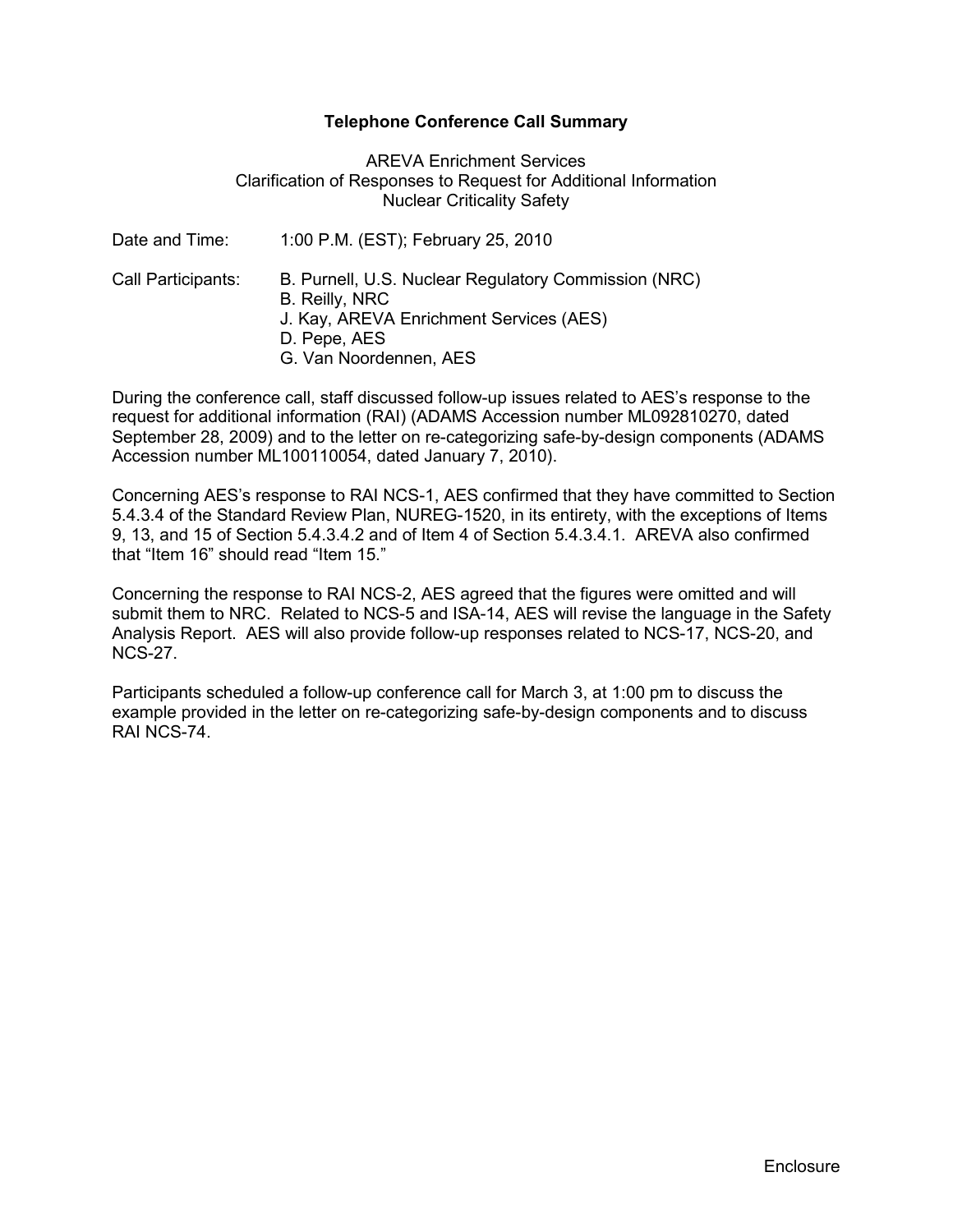**Telephone Conference Call Summary**

AREVA Enrichment Services
Clarification of Responses to Request for Additional Information
Nuclear Criticality Safety

Date and Time: 1:00 P.M. (EST); February 25, 2010

Call Participants: B. Purnell, U.S. Nuclear Regulatory Commission (NRC)
B. Reilly, NRC
J. Kay, AREVA Enrichment Services (AES)
D. Pepe, AES
G. Van Noordennen, AES

During the conference call, staff discussed follow-up issues related to AES's response to the request for additional information (RAI) (ADAMS Accession number ML092810270, dated September 28, 2009) and to the letter on re-categorizing safe-by-design components (ADAMS Accession number ML100110054, dated January 7, 2010).

Concerning AES's response to RAI NCS-1, AES confirmed that they have committed to Section 5.4.3.4 of the Standard Review Plan, NUREG-1520, in its entirety, with the exceptions of Items 9, 13, and 15 of Section 5.4.3.4.2 and of Item 4 of Section 5.4.3.4.1. AREVA also confirmed that "Item 16" should read "Item 15."

Concerning the response to RAI NCS-2, AES agreed that the figures were omitted and will submit them to NRC. Related to NCS-5 and ISA-14, AES will revise the language in the Safety Analysis Report. AES will also provide follow-up responses related to NCS-17, NCS-20, and NCS-27.

Participants scheduled a follow-up conference call for March 3, at 1:00 pm to discuss the example provided in the letter on re-categorizing safe-by-design components and to discuss RAI NCS-74.

Enclosure